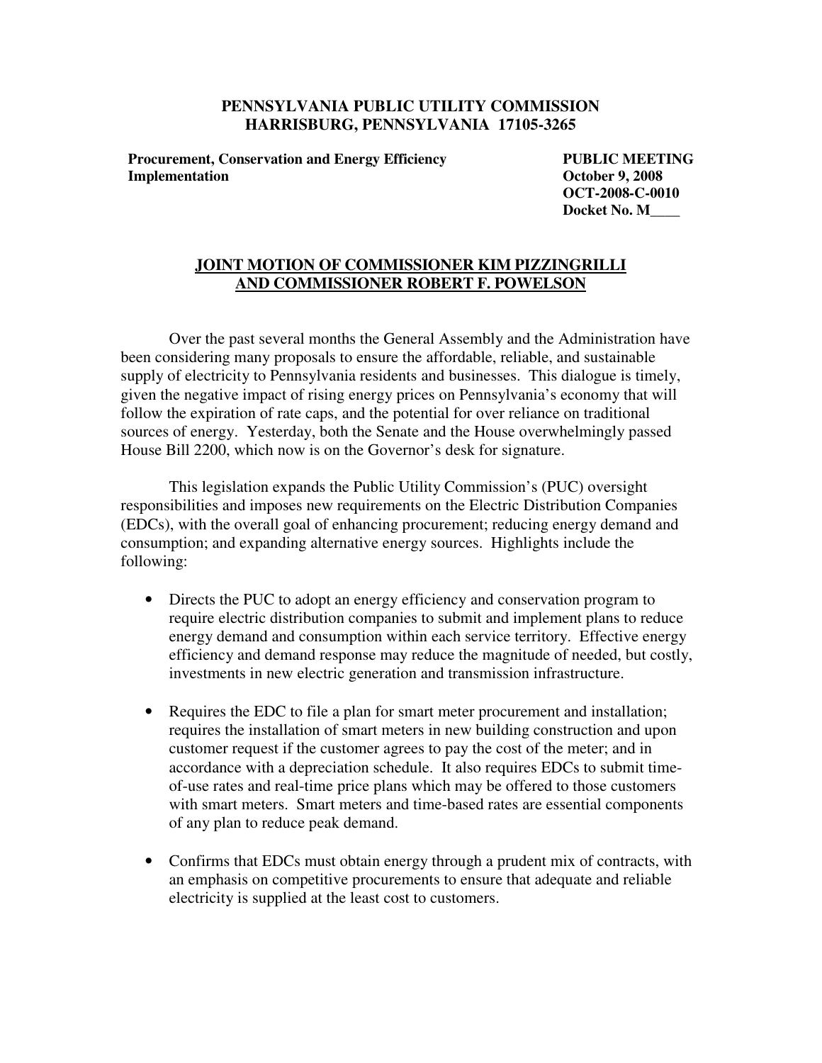**PENNSYLVANIA PUBLIC UTILITY COMMISSION**
**HARRISBURG, PENNSYLVANIA 17105-3265**

**Procurement, Conservation and Energy Efficiency Implementation**

**PUBLIC MEETING**
**October 9, 2008**
**OCT-2008-C-0010**
**Docket No. M____**

**JOINT MOTION OF COMMISSIONER KIM PIZZINGRILLI AND COMMISSIONER ROBERT F. POWELSON**

Over the past several months the General Assembly and the Administration have been considering many proposals to ensure the affordable, reliable, and sustainable supply of electricity to Pennsylvania residents and businesses. This dialogue is timely, given the negative impact of rising energy prices on Pennsylvania's economy that will follow the expiration of rate caps, and the potential for over reliance on traditional sources of energy. Yesterday, both the Senate and the House overwhelmingly passed House Bill 2200, which now is on the Governor's desk for signature.

This legislation expands the Public Utility Commission's (PUC) oversight responsibilities and imposes new requirements on the Electric Distribution Companies (EDCs), with the overall goal of enhancing procurement; reducing energy demand and consumption; and expanding alternative energy sources. Highlights include the following:

- Directs the PUC to adopt an energy efficiency and conservation program to require electric distribution companies to submit and implement plans to reduce energy demand and consumption within each service territory. Effective energy efficiency and demand response may reduce the magnitude of needed, but costly, investments in new electric generation and transmission infrastructure.

- Requires the EDC to file a plan for smart meter procurement and installation; requires the installation of smart meters in new building construction and upon customer request if the customer agrees to pay the cost of the meter; and in accordance with a depreciation schedule. It also requires EDCs to submit time-of-use rates and real-time price plans which may be offered to those customers with smart meters. Smart meters and time-based rates are essential components of any plan to reduce peak demand.

- Confirms that EDCs must obtain energy through a prudent mix of contracts, with an emphasis on competitive procurements to ensure that adequate and reliable electricity is supplied at the least cost to customers.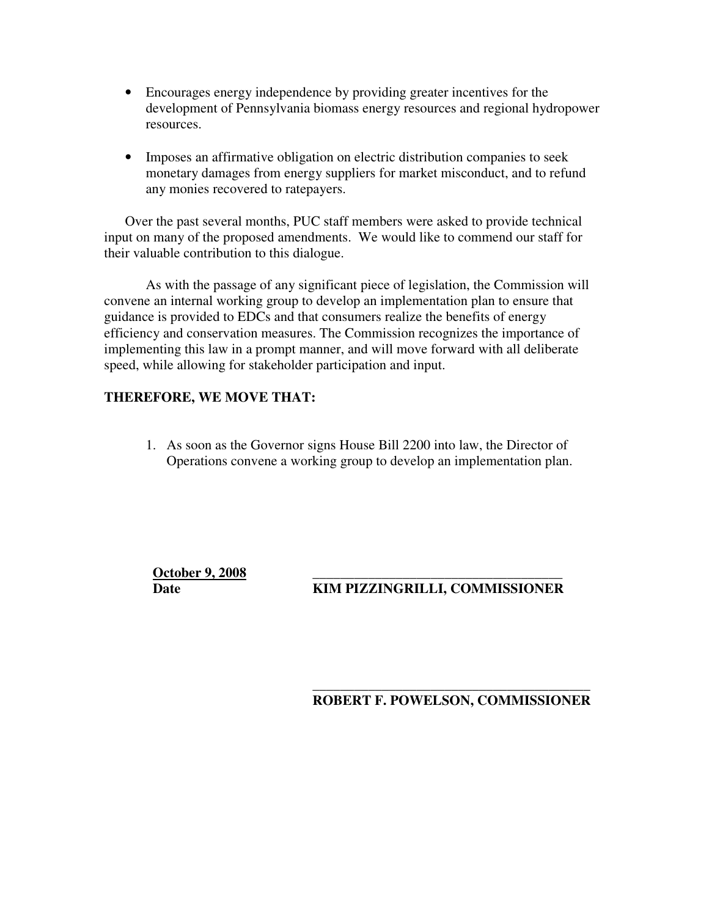- Encourages energy independence by providing greater incentives for the development of Pennsylvania biomass energy resources and regional hydropower resources.

- Imposes an affirmative obligation on electric distribution companies to seek monetary damages from energy suppliers for market misconduct, and to refund any monies recovered to ratepayers.

Over the past several months, PUC staff members were asked to provide technical input on many of the proposed amendments. We would like to commend our staff for their valuable contribution to this dialogue.

As with the passage of any significant piece of legislation, the Commission will convene an internal working group to develop an implementation plan to ensure that guidance is provided to EDCs and that consumers realize the benefits of energy efficiency and conservation measures. The Commission recognizes the importance of implementing this law in a prompt manner, and will move forward with all deliberate speed, while allowing for stakeholder participation and input.

**THEREFORE, WE MOVE THAT:**

1. As soon as the Governor signs House Bill 2200 into law, the Director of Operations convene a working group to develop an implementation plan.

**October 9, 2008**
**Date**

\_\_\_\_\_\_\_\_\_\_\_\_\_\_\_\_\_\_\_\_\_\_\_\_\_\_\_\_\_\_\_\_\_\_\_\_
**KIM PIZZINGRILLI, COMMISSIONER**

\_\_\_\_\_\_\_\_\_\_\_\_\_\_\_\_\_\_\_\_\_\_\_\_\_\_\_\_\_\_\_\_\_\_\_\_
**ROBERT F. POWELSON, COMMISSIONER**